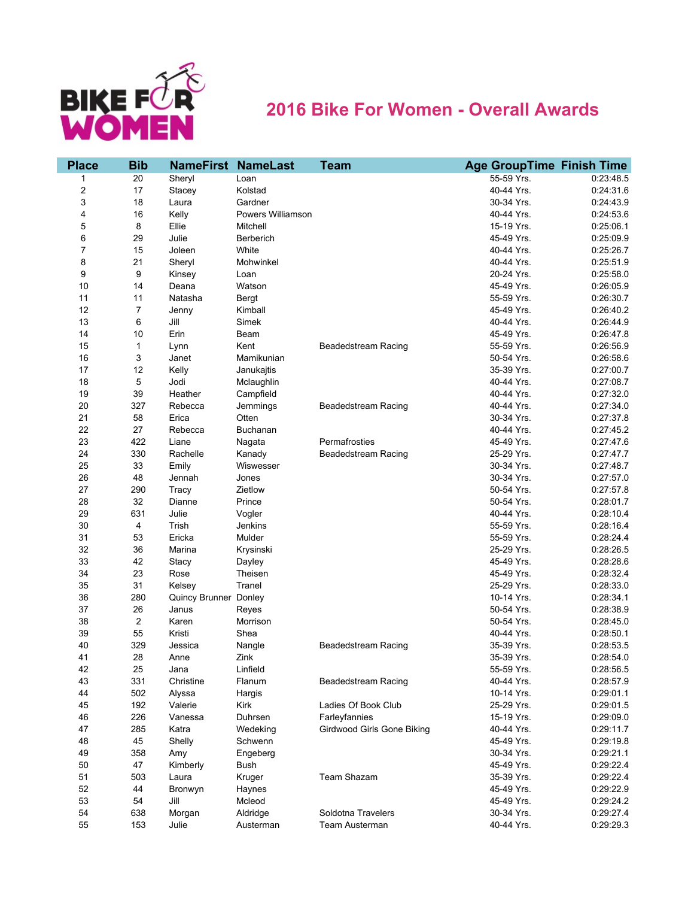# 2016 Bike For Women - Overall Awards

| Place | Bib | NameFirst | NameLast | Team | Age Group | Time Finish Time |
|---|---|---|---|---|---|---|
| 1 | 20 | Sheryl | Loan | | 55-59 Yrs. | 0:23:48.5 |
| 2 | 17 | Stacey | Kolstad | | 40-44 Yrs. | 0:24:31.6 |
| 3 | 18 | Laura | Gardner | | 30-34 Yrs. | 0:24:43.9 |
| 4 | 16 | Kelly | Powers Williamson | | 40-44 Yrs. | 0:24:53.6 |
| 5 | 8 | Ellie | Mitchell | | 15-19 Yrs. | 0:25:06.1 |
| 6 | 29 | Julie | Berberich | | 45-49 Yrs. | 0:25:09.9 |
| 7 | 15 | Joleen | White | | 40-44 Yrs. | 0:25:26.7 |
| 8 | 21 | Sheryl | Mohwinkel | | 40-44 Yrs. | 0:25:51.9 |
| 9 | 9 | Kinsey | Loan | | 20-24 Yrs. | 0:25:58.0 |
| 10 | 14 | Deana | Watson | | 45-49 Yrs. | 0:26:05.9 |
| 11 | 11 | Natasha | Bergt | | 55-59 Yrs. | 0:26:30.7 |
| 12 | 7 | Jenny | Kimball | | 45-49 Yrs. | 0:26:40.2 |
| 13 | 6 | Jill | Simek | | 40-44 Yrs. | 0:26:44.9 |
| 14 | 10 | Erin | Beam | | 45-49 Yrs. | 0:26:47.8 |
| 15 | 1 | Lynn | Kent | Beadedstream Racing | 55-59 Yrs. | 0:26:56.9 |
| 16 | 3 | Janet | Mamikunian | | 50-54 Yrs. | 0:26:58.6 |
| 17 | 12 | Kelly | Janukajtis | | 35-39 Yrs. | 0:27:00.7 |
| 18 | 5 | Jodi | Mclaughlin | | 40-44 Yrs. | 0:27:08.7 |
| 19 | 39 | Heather | Campfield | | 40-44 Yrs. | 0:27:32.0 |
| 20 | 327 | Rebecca | Jemmings | Beadedstream Racing | 40-44 Yrs. | 0:27:34.0 |
| 21 | 58 | Erica | Otten | | 30-34 Yrs. | 0:27:37.8 |
| 22 | 27 | Rebecca | Buchanan | | 40-44 Yrs. | 0:27:45.2 |
| 23 | 422 | Liane | Nagata | Permafrosties | 45-49 Yrs. | 0:27:47.6 |
| 24 | 330 | Rachelle | Kanady | Beadedstream Racing | 25-29 Yrs. | 0:27:47.7 |
| 25 | 33 | Emily | Wiswesser | | 30-34 Yrs. | 0:27:48.7 |
| 26 | 48 | Jennah | Jones | | 30-34 Yrs. | 0:27:57.0 |
| 27 | 290 | Tracy | Zietlow | | 50-54 Yrs. | 0:27:57.8 |
| 28 | 32 | Dianne | Prince | | 50-54 Yrs. | 0:28:01.7 |
| 29 | 631 | Julie | Vogler | | 40-44 Yrs. | 0:28:10.4 |
| 30 | 4 | Trish | Jenkins | | 55-59 Yrs. | 0:28:16.4 |
| 31 | 53 | Ericka | Mulder | | 55-59 Yrs. | 0:28:24.4 |
| 32 | 36 | Marina | Krysinski | | 25-29 Yrs. | 0:28:26.5 |
| 33 | 42 | Stacy | Dayley | | 45-49 Yrs. | 0:28:28.6 |
| 34 | 23 | Rose | Theisen | | 45-49 Yrs. | 0:28:32.4 |
| 35 | 31 | Kelsey | Tranel | | 25-29 Yrs. | 0:28:33.0 |
| 36 | 280 | Quincy Brunner | Donley | | 10-14 Yrs. | 0:28:34.1 |
| 37 | 26 | Janus | Reyes | | 50-54 Yrs. | 0:28:38.9 |
| 38 | 2 | Karen | Morrison | | 50-54 Yrs. | 0:28:45.0 |
| 39 | 55 | Kristi | Shea | | 40-44 Yrs. | 0:28:50.1 |
| 40 | 329 | Jessica | Nangle | Beadedstream Racing | 35-39 Yrs. | 0:28:53.5 |
| 41 | 28 | Anne | Zink | | 35-39 Yrs. | 0:28:54.0 |
| 42 | 25 | Jana | Linfield | | 55-59 Yrs. | 0:28:56.5 |
| 43 | 331 | Christine | Flanum | Beadedstream Racing | 40-44 Yrs. | 0:28:57.9 |
| 44 | 502 | Alyssa | Hargis | | 10-14 Yrs. | 0:29:01.1 |
| 45 | 192 | Valerie | Kirk | Ladies Of Book Club | 25-29 Yrs. | 0:29:01.5 |
| 46 | 226 | Vanessa | Duhrsen | Farleyfannies | 15-19 Yrs. | 0:29:09.0 |
| 47 | 285 | Katra | Wedeking | Girdwood Girls Gone Biking | 40-44 Yrs. | 0:29:11.7 |
| 48 | 45 | Shelly | Schwenn | | 45-49 Yrs. | 0:29:19.8 |
| 49 | 358 | Amy | Engeberg | | 30-34 Yrs. | 0:29:21.1 |
| 50 | 47 | Kimberly | Bush | | 45-49 Yrs. | 0:29:22.4 |
| 51 | 503 | Laura | Kruger | Team Shazam | 35-39 Yrs. | 0:29:22.4 |
| 52 | 44 | Bronwyn | Haynes | | 45-49 Yrs. | 0:29:22.9 |
| 53 | 54 | Jill | Mcleod | | 45-49 Yrs. | 0:29:24.2 |
| 54 | 638 | Morgan | Aldridge | Soldotna Travelers | 30-34 Yrs. | 0:29:27.4 |
| 55 | 153 | Julie | Austerman | Team Austerman | 40-44 Yrs. | 0:29:29.3 |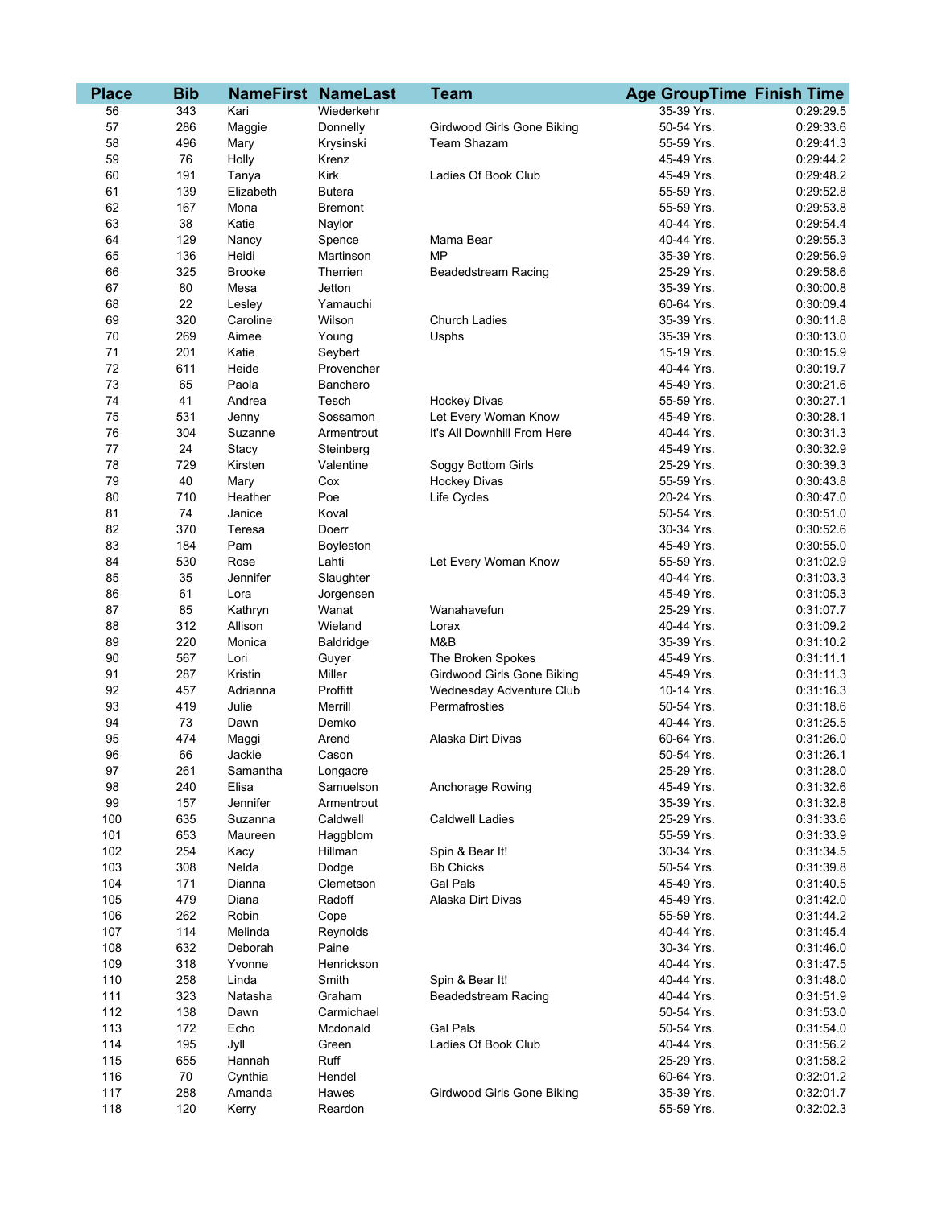| Place | Bib | NameFirst | NameLast | Team | Age GroupTime | Finish Time |
|---|---|---|---|---|---|---|
| 56 | 343 | Kari | Wiederkehr | | 35-39 Yrs. | 0:29:29.5 |
| 57 | 286 | Maggie | Donnelly | Girdwood Girls Gone Biking | 50-54 Yrs. | 0:29:33.6 |
| 58 | 496 | Mary | Krysinski | Team Shazam | 55-59 Yrs. | 0:29:41.3 |
| 59 | 76 | Holly | Krenz | | 45-49 Yrs. | 0:29:44.2 |
| 60 | 191 | Tanya | Kirk | Ladies Of Book Club | 45-49 Yrs. | 0:29:48.2 |
| 61 | 139 | Elizabeth | Butera | | 55-59 Yrs. | 0:29:52.8 |
| 62 | 167 | Mona | Bremont | | 55-59 Yrs. | 0:29:53.8 |
| 63 | 38 | Katie | Naylor | | 40-44 Yrs. | 0:29:54.4 |
| 64 | 129 | Nancy | Spence | Mama Bear | 40-44 Yrs. | 0:29:55.3 |
| 65 | 136 | Heidi | Martinson | MP | 35-39 Yrs. | 0:29:56.9 |
| 66 | 325 | Brooke | Therrien | Beadedstream Racing | 25-29 Yrs. | 0:29:58.6 |
| 67 | 80 | Mesa | Jetton | | 35-39 Yrs. | 0:30:00.8 |
| 68 | 22 | Lesley | Yamauchi | | 60-64 Yrs. | 0:30:09.4 |
| 69 | 320 | Caroline | Wilson | Church Ladies | 35-39 Yrs. | 0:30:11.8 |
| 70 | 269 | Aimee | Young | Usphs | 35-39 Yrs. | 0:30:13.0 |
| 71 | 201 | Katie | Seybert | | 15-19 Yrs. | 0:30:15.9 |
| 72 | 611 | Heide | Provencher | | 40-44 Yrs. | 0:30:19.7 |
| 73 | 65 | Paola | Banchero | | 45-49 Yrs. | 0:30:21.6 |
| 74 | 41 | Andrea | Tesch | Hockey Divas | 55-59 Yrs. | 0:30:27.1 |
| 75 | 531 | Jenny | Sossamon | Let Every Woman Know | 45-49 Yrs. | 0:30:28.1 |
| 76 | 304 | Suzanne | Armentrout | It's All Downhill From Here | 40-44 Yrs. | 0:30:31.3 |
| 77 | 24 | Stacy | Steinberg | | 45-49 Yrs. | 0:30:32.9 |
| 78 | 729 | Kirsten | Valentine | Soggy Bottom Girls | 25-29 Yrs. | 0:30:39.3 |
| 79 | 40 | Mary | Cox | Hockey Divas | 55-59 Yrs. | 0:30:43.8 |
| 80 | 710 | Heather | Poe | Life Cycles | 20-24 Yrs. | 0:30:47.0 |
| 81 | 74 | Janice | Koval | | 50-54 Yrs. | 0:30:51.0 |
| 82 | 370 | Teresa | Doerr | | 30-34 Yrs. | 0:30:52.6 |
| 83 | 184 | Pam | Boyleston | | 45-49 Yrs. | 0:30:55.0 |
| 84 | 530 | Rose | Lahti | Let Every Woman Know | 55-59 Yrs. | 0:31:02.9 |
| 85 | 35 | Jennifer | Slaughter | | 40-44 Yrs. | 0:31:03.3 |
| 86 | 61 | Lora | Jorgensen | | 45-49 Yrs. | 0:31:05.3 |
| 87 | 85 | Kathryn | Wanat | Wanahavefun | 25-29 Yrs. | 0:31:07.7 |
| 88 | 312 | Allison | Wieland | Lorax | 40-44 Yrs. | 0:31:09.2 |
| 89 | 220 | Monica | Baldridge | M&B | 35-39 Yrs. | 0:31:10.2 |
| 90 | 567 | Lori | Guyer | The Broken Spokes | 45-49 Yrs. | 0:31:11.1 |
| 91 | 287 | Kristin | Miller | Girdwood Girls Gone Biking | 45-49 Yrs. | 0:31:11.3 |
| 92 | 457 | Adrianna | Proffitt | Wednesday Adventure Club | 10-14 Yrs. | 0:31:16.3 |
| 93 | 419 | Julie | Merrill | Permafrosties | 50-54 Yrs. | 0:31:18.6 |
| 94 | 73 | Dawn | Demko | | 40-44 Yrs. | 0:31:25.5 |
| 95 | 474 | Maggi | Arend | Alaska Dirt Divas | 60-64 Yrs. | 0:31:26.0 |
| 96 | 66 | Jackie | Cason | | 50-54 Yrs. | 0:31:26.1 |
| 97 | 261 | Samantha | Longacre | | 25-29 Yrs. | 0:31:28.0 |
| 98 | 240 | Elisa | Samuelson | Anchorage Rowing | 45-49 Yrs. | 0:31:32.6 |
| 99 | 157 | Jennifer | Armentrout | | 35-39 Yrs. | 0:31:32.8 |
| 100 | 635 | Suzanna | Caldwell | Caldwell Ladies | 25-29 Yrs. | 0:31:33.6 |
| 101 | 653 | Maureen | Haggblom | | 55-59 Yrs. | 0:31:33.9 |
| 102 | 254 | Kacy | Hillman | Spin & Bear It! | 30-34 Yrs. | 0:31:34.5 |
| 103 | 308 | Nelda | Dodge | Bb Chicks | 50-54 Yrs. | 0:31:39.8 |
| 104 | 171 | Dianna | Clemetson | Gal Pals | 45-49 Yrs. | 0:31:40.5 |
| 105 | 479 | Diana | Radoff | Alaska Dirt Divas | 45-49 Yrs. | 0:31:42.0 |
| 106 | 262 | Robin | Cope | | 55-59 Yrs. | 0:31:44.2 |
| 107 | 114 | Melinda | Reynolds | | 40-44 Yrs. | 0:31:45.4 |
| 108 | 632 | Deborah | Paine | | 30-34 Yrs. | 0:31:46.0 |
| 109 | 318 | Yvonne | Henrickson | | 40-44 Yrs. | 0:31:47.5 |
| 110 | 258 | Linda | Smith | Spin & Bear It! | 40-44 Yrs. | 0:31:48.0 |
| 111 | 323 | Natasha | Graham | Beadedstream Racing | 40-44 Yrs. | 0:31:51.9 |
| 112 | 138 | Dawn | Carmichael | | 50-54 Yrs. | 0:31:53.0 |
| 113 | 172 | Echo | Mcdonald | Gal Pals | 50-54 Yrs. | 0:31:54.0 |
| 114 | 195 | Jyll | Green | Ladies Of Book Club | 40-44 Yrs. | 0:31:56.2 |
| 115 | 655 | Hannah | Ruff | | 25-29 Yrs. | 0:31:58.2 |
| 116 | 70 | Cynthia | Hendel | | 60-64 Yrs. | 0:32:01.2 |
| 117 | 288 | Amanda | Hawes | Girdwood Girls Gone Biking | 35-39 Yrs. | 0:32:01.7 |
| 118 | 120 | Kerry | Reardon | | 55-59 Yrs. | 0:32:02.3 |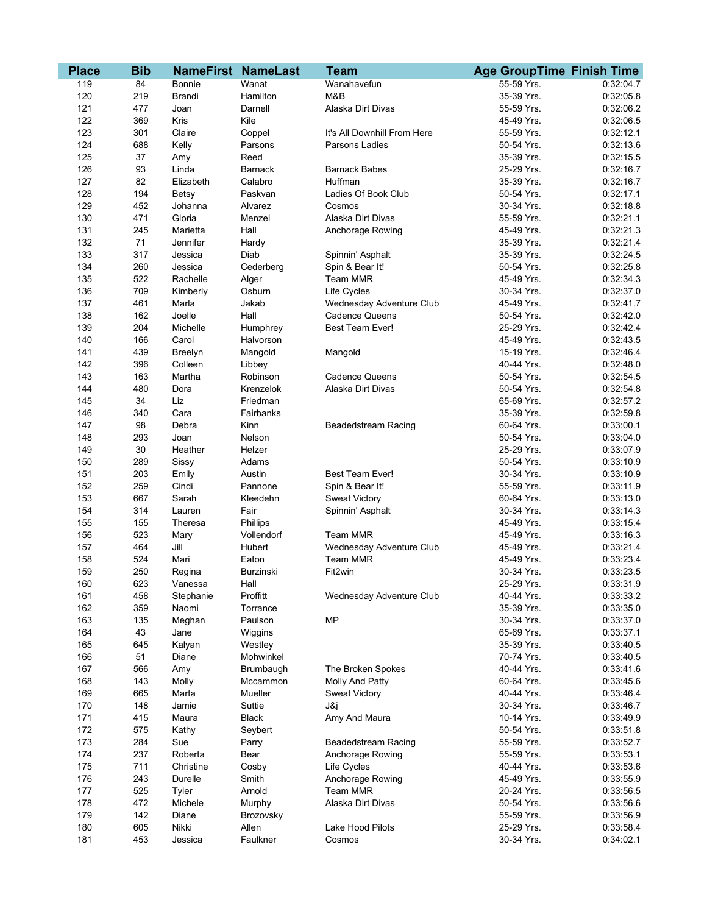| Place | Bib | NameFirst | NameLast | Team | Age GroupTime | Finish Time |
|---|---|---|---|---|---|---|
| 119 | 84 | Bonnie | Wanat | Wanahavefun | 55-59 Yrs. | 0:32:04.7 |
| 120 | 219 | Brandi | Hamilton | M&B | 35-39 Yrs. | 0:32:05.8 |
| 121 | 477 | Joan | Darnell | Alaska Dirt Divas | 55-59 Yrs. | 0:32:06.2 |
| 122 | 369 | Kris | Kile | | 45-49 Yrs. | 0:32:06.5 |
| 123 | 301 | Claire | Coppel | It's All Downhill From Here | 55-59 Yrs. | 0:32:12.1 |
| 124 | 688 | Kelly | Parsons | Parsons Ladies | 50-54 Yrs. | 0:32:13.6 |
| 125 | 37 | Amy | Reed | | 35-39 Yrs. | 0:32:15.5 |
| 126 | 93 | Linda | Barnack | Barnack Babes | 25-29 Yrs. | 0:32:16.7 |
| 127 | 82 | Elizabeth | Calabro | Huffman | 35-39 Yrs. | 0:32:16.7 |
| 128 | 194 | Betsy | Paskvan | Ladies Of Book Club | 50-54 Yrs. | 0:32:17.1 |
| 129 | 452 | Johanna | Alvarez | Cosmos | 30-34 Yrs. | 0:32:18.8 |
| 130 | 471 | Gloria | Menzel | Alaska Dirt Divas | 55-59 Yrs. | 0:32:21.1 |
| 131 | 245 | Marietta | Hall | Anchorage Rowing | 45-49 Yrs. | 0:32:21.3 |
| 132 | 71 | Jennifer | Hardy | | 35-39 Yrs. | 0:32:21.4 |
| 133 | 317 | Jessica | Diab | Spinnin' Asphalt | 35-39 Yrs. | 0:32:24.5 |
| 134 | 260 | Jessica | Cederberg | Spin & Bear It! | 50-54 Yrs. | 0:32:25.8 |
| 135 | 522 | Rachelle | Alger | Team MMR | 45-49 Yrs. | 0:32:34.3 |
| 136 | 709 | Kimberly | Osburn | Life Cycles | 30-34 Yrs. | 0:32:37.0 |
| 137 | 461 | Marla | Jakab | Wednesday Adventure Club | 45-49 Yrs. | 0:32:41.7 |
| 138 | 162 | Joelle | Hall | Cadence Queens | 50-54 Yrs. | 0:32:42.0 |
| 139 | 204 | Michelle | Humphrey | Best Team Ever! | 25-29 Yrs. | 0:32:42.4 |
| 140 | 166 | Carol | Halvorson | | 45-49 Yrs. | 0:32:43.5 |
| 141 | 439 | Breelyn | Mangold | Mangold | 15-19 Yrs. | 0:32:46.4 |
| 142 | 396 | Colleen | Libbey | | 40-44 Yrs. | 0:32:48.0 |
| 143 | 163 | Martha | Robinson | Cadence Queens | 50-54 Yrs. | 0:32:54.5 |
| 144 | 480 | Dora | Krenzelok | Alaska Dirt Divas | 50-54 Yrs. | 0:32:54.8 |
| 145 | 34 | Liz | Friedman | | 65-69 Yrs. | 0:32:57.2 |
| 146 | 340 | Cara | Fairbanks | | 35-39 Yrs. | 0:32:59.8 |
| 147 | 98 | Debra | Kinn | Beadedstream Racing | 60-64 Yrs. | 0:33:00.1 |
| 148 | 293 | Joan | Nelson | | 50-54 Yrs. | 0:33:04.0 |
| 149 | 30 | Heather | Helzer | | 25-29 Yrs. | 0:33:07.9 |
| 150 | 289 | Sissy | Adams | | 50-54 Yrs. | 0:33:10.9 |
| 151 | 203 | Emily | Austin | Best Team Ever! | 30-34 Yrs. | 0:33:10.9 |
| 152 | 259 | Cindi | Pannone | Spin & Bear It! | 55-59 Yrs. | 0:33:11.9 |
| 153 | 667 | Sarah | Kleedehn | Sweat Victory | 60-64 Yrs. | 0:33:13.0 |
| 154 | 314 | Lauren | Fair | Spinnin' Asphalt | 30-34 Yrs. | 0:33:14.3 |
| 155 | 155 | Theresa | Phillips | | 45-49 Yrs. | 0:33:15.4 |
| 156 | 523 | Mary | Vollendorf | Team MMR | 45-49 Yrs. | 0:33:16.3 |
| 157 | 464 | Jill | Hubert | Wednesday Adventure Club | 45-49 Yrs. | 0:33:21.4 |
| 158 | 524 | Mari | Eaton | Team MMR | 45-49 Yrs. | 0:33:23.4 |
| 159 | 250 | Regina | Burzinski | Fit2win | 30-34 Yrs. | 0:33:23.5 |
| 160 | 623 | Vanessa | Hall | | 25-29 Yrs. | 0:33:31.9 |
| 161 | 458 | Stephanie | Proffitt | Wednesday Adventure Club | 40-44 Yrs. | 0:33:33.2 |
| 162 | 359 | Naomi | Torrance | | 35-39 Yrs. | 0:33:35.0 |
| 163 | 135 | Meghan | Paulson | MP | 30-34 Yrs. | 0:33:37.0 |
| 164 | 43 | Jane | Wiggins | | 65-69 Yrs. | 0:33:37.1 |
| 165 | 645 | Kalyan | Westley | | 35-39 Yrs. | 0:33:40.5 |
| 166 | 51 | Diane | Mohwinkel | | 70-74 Yrs. | 0:33:40.5 |
| 167 | 566 | Amy | Brumbaugh | The Broken Spokes | 40-44 Yrs. | 0:33:41.6 |
| 168 | 143 | Molly | Mccammon | Molly And Patty | 60-64 Yrs. | 0:33:45.6 |
| 169 | 665 | Marta | Mueller | Sweat Victory | 40-44 Yrs. | 0:33:46.4 |
| 170 | 148 | Jamie | Suttie | J&j | 30-34 Yrs. | 0:33:46.7 |
| 171 | 415 | Maura | Black | Amy And Maura | 10-14 Yrs. | 0:33:49.9 |
| 172 | 575 | Kathy | Seybert | | 50-54 Yrs. | 0:33:51.8 |
| 173 | 284 | Sue | Parry | Beadedstream Racing | 55-59 Yrs. | 0:33:52.7 |
| 174 | 237 | Roberta | Bear | Anchorage Rowing | 55-59 Yrs. | 0:33:53.1 |
| 175 | 711 | Christine | Cosby | Life Cycles | 40-44 Yrs. | 0:33:53.6 |
| 176 | 243 | Durelle | Smith | Anchorage Rowing | 45-49 Yrs. | 0:33:55.9 |
| 177 | 525 | Tyler | Arnold | Team MMR | 20-24 Yrs. | 0:33:56.5 |
| 178 | 472 | Michele | Murphy | Alaska Dirt Divas | 50-54 Yrs. | 0:33:56.6 |
| 179 | 142 | Diane | Brozovsky | | 55-59 Yrs. | 0:33:56.9 |
| 180 | 605 | Nikki | Allen | Lake Hood Pilots | 25-29 Yrs. | 0:33:58.4 |
| 181 | 453 | Jessica | Faulkner | Cosmos | 30-34 Yrs. | 0:34:02.1 |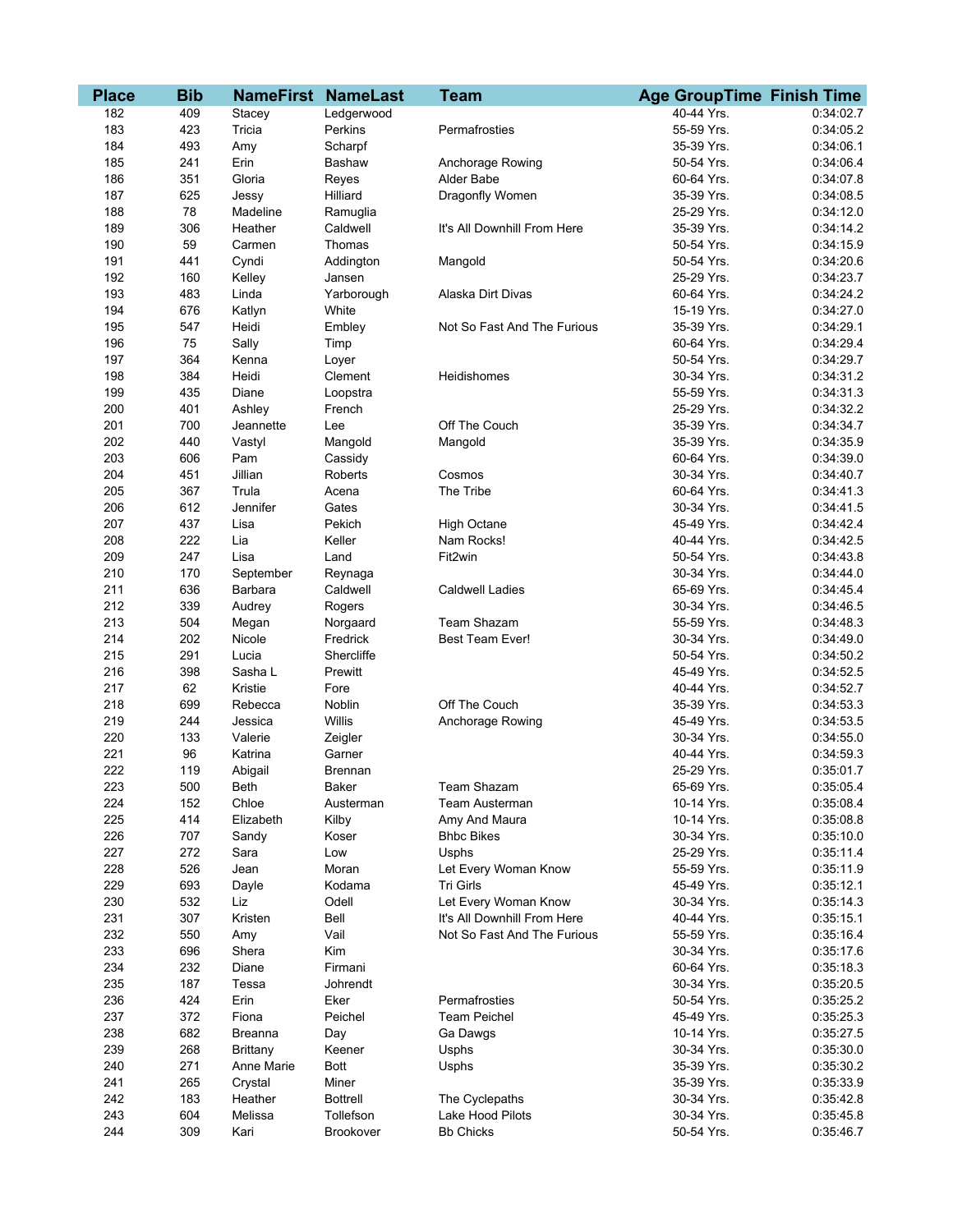| Place | Bib | NameFirst | NameLast | Team | Age Group | Time | Finish Time |
|---|---|---|---|---|---|---|---|
| 182 | 409 | Stacey | Ledgerwood | | 40-44 Yrs. | | 0:34:02.7 |
| 183 | 423 | Tricia | Perkins | Permafrosties | 55-59 Yrs. | | 0:34:05.2 |
| 184 | 493 | Amy | Scharpf | | 35-39 Yrs. | | 0:34:06.1 |
| 185 | 241 | Erin | Bashaw | Anchorage Rowing | 50-54 Yrs. | | 0:34:06.4 |
| 186 | 351 | Gloria | Reyes | Alder Babe | 60-64 Yrs. | | 0:34:07.8 |
| 187 | 625 | Jessy | Hilliard | Dragonfly Women | 35-39 Yrs. | | 0:34:08.5 |
| 188 | 78 | Madeline | Ramuglia | | 25-29 Yrs. | | 0:34:12.0 |
| 189 | 306 | Heather | Caldwell | It's All Downhill From Here | 35-39 Yrs. | | 0:34:14.2 |
| 190 | 59 | Carmen | Thomas | | 50-54 Yrs. | | 0:34:15.9 |
| 191 | 441 | Cyndi | Addington | Mangold | 50-54 Yrs. | | 0:34:20.6 |
| 192 | 160 | Kelley | Jansen | | 25-29 Yrs. | | 0:34:23.7 |
| 193 | 483 | Linda | Yarborough | Alaska Dirt Divas | 60-64 Yrs. | | 0:34:24.2 |
| 194 | 676 | Katlyn | White | | 15-19 Yrs. | | 0:34:27.0 |
| 195 | 547 | Heidi | Embley | Not So Fast And The Furious | 35-39 Yrs. | | 0:34:29.1 |
| 196 | 75 | Sally | Timp | | 60-64 Yrs. | | 0:34:29.4 |
| 197 | 364 | Kenna | Loyer | | 50-54 Yrs. | | 0:34:29.7 |
| 198 | 384 | Heidi | Clement | Heidishomes | 30-34 Yrs. | | 0:34:31.2 |
| 199 | 435 | Diane | Loopstra | | 55-59 Yrs. | | 0:34:31.3 |
| 200 | 401 | Ashley | French | | 25-29 Yrs. | | 0:34:32.2 |
| 201 | 700 | Jeannette | Lee | Off The Couch | 35-39 Yrs. | | 0:34:34.7 |
| 202 | 440 | Vastyl | Mangold | Mangold | 35-39 Yrs. | | 0:34:35.9 |
| 203 | 606 | Pam | Cassidy | | 60-64 Yrs. | | 0:34:39.0 |
| 204 | 451 | Jillian | Roberts | Cosmos | 30-34 Yrs. | | 0:34:40.7 |
| 205 | 367 | Trula | Acena | The Tribe | 60-64 Yrs. | | 0:34:41.3 |
| 206 | 612 | Jennifer | Gates | | 30-34 Yrs. | | 0:34:41.5 |
| 207 | 437 | Lisa | Pekich | High Octane | 45-49 Yrs. | | 0:34:42.4 |
| 208 | 222 | Lia | Keller | Nam Rocks! | 40-44 Yrs. | | 0:34:42.5 |
| 209 | 247 | Lisa | Land | Fit2win | 50-54 Yrs. | | 0:34:43.8 |
| 210 | 170 | September | Reynaga | | 30-34 Yrs. | | 0:34:44.0 |
| 211 | 636 | Barbara | Caldwell | Caldwell Ladies | 65-69 Yrs. | | 0:34:45.4 |
| 212 | 339 | Audrey | Rogers | | 30-34 Yrs. | | 0:34:46.5 |
| 213 | 504 | Megan | Norgaard | Team Shazam | 55-59 Yrs. | | 0:34:48.3 |
| 214 | 202 | Nicole | Fredrick | Best Team Ever! | 30-34 Yrs. | | 0:34:49.0 |
| 215 | 291 | Lucia | Shercliffe | | 50-54 Yrs. | | 0:34:50.2 |
| 216 | 398 | Sasha L | Prewitt | | 45-49 Yrs. | | 0:34:52.5 |
| 217 | 62 | Kristie | Fore | | 40-44 Yrs. | | 0:34:52.7 |
| 218 | 699 | Rebecca | Noblin | Off The Couch | 35-39 Yrs. | | 0:34:53.3 |
| 219 | 244 | Jessica | Willis | Anchorage Rowing | 45-49 Yrs. | | 0:34:53.5 |
| 220 | 133 | Valerie | Zeigler | | 30-34 Yrs. | | 0:34:55.0 |
| 221 | 96 | Katrina | Garner | | 40-44 Yrs. | | 0:34:59.3 |
| 222 | 119 | Abigail | Brennan | | 25-29 Yrs. | | 0:35:01.7 |
| 223 | 500 | Beth | Baker | Team Shazam | 65-69 Yrs. | | 0:35:05.4 |
| 224 | 152 | Chloe | Austerman | Team Austerman | 10-14 Yrs. | | 0:35:08.4 |
| 225 | 414 | Elizabeth | Kilby | Amy And Maura | 10-14 Yrs. | | 0:35:08.8 |
| 226 | 707 | Sandy | Koser | Bhbc Bikes | 30-34 Yrs. | | 0:35:10.0 |
| 227 | 272 | Sara | Low | Usphs | 25-29 Yrs. | | 0:35:11.4 |
| 228 | 526 | Jean | Moran | Let Every Woman Know | 55-59 Yrs. | | 0:35:11.9 |
| 229 | 693 | Dayle | Kodama | Tri Girls | 45-49 Yrs. | | 0:35:12.1 |
| 230 | 532 | Liz | Odell | Let Every Woman Know | 30-34 Yrs. | | 0:35:14.3 |
| 231 | 307 | Kristen | Bell | It's All Downhill From Here | 40-44 Yrs. | | 0:35:15.1 |
| 232 | 550 | Amy | Vail | Not So Fast And The Furious | 55-59 Yrs. | | 0:35:16.4 |
| 233 | 696 | Shera | Kim | | 30-34 Yrs. | | 0:35:17.6 |
| 234 | 232 | Diane | Firmani | | 60-64 Yrs. | | 0:35:18.3 |
| 235 | 187 | Tessa | Johrendt | | 30-34 Yrs. | | 0:35:20.5 |
| 236 | 424 | Erin | Eker | Permafrosties | 50-54 Yrs. | | 0:35:25.2 |
| 237 | 372 | Fiona | Peichel | Team Peichel | 45-49 Yrs. | | 0:35:25.3 |
| 238 | 682 | Breanna | Day | Ga Dawgs | 10-14 Yrs. | | 0:35:27.5 |
| 239 | 268 | Brittany | Keener | Usphs | 30-34 Yrs. | | 0:35:30.0 |
| 240 | 271 | Anne Marie | Bott | Usphs | 35-39 Yrs. | | 0:35:30.2 |
| 241 | 265 | Crystal | Miner | | 35-39 Yrs. | | 0:35:33.9 |
| 242 | 183 | Heather | Bottrell | The Cyclepaths | 30-34 Yrs. | | 0:35:42.8 |
| 243 | 604 | Melissa | Tollefson | Lake Hood Pilots | 30-34 Yrs. | | 0:35:45.8 |
| 244 | 309 | Kari | Brookover | Bb Chicks | 50-54 Yrs. | | 0:35:46.7 |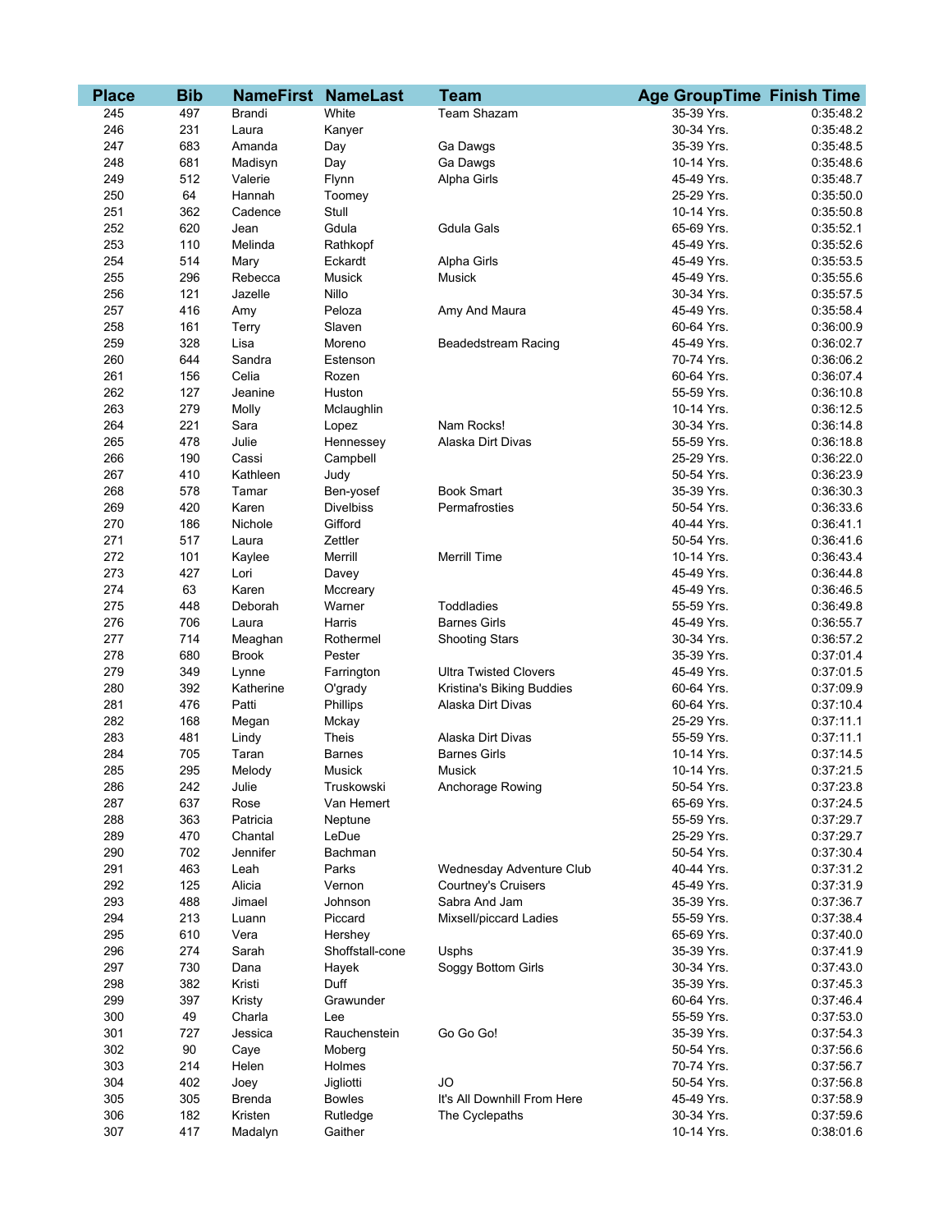| Place | Bib | NameFirst | NameLast | Team | Age GroupTime | Finish Time |
|---|---|---|---|---|---|---|
| 245 | 497 | Brandi | White | Team Shazam | 35-39 Yrs. | 0:35:48.2 |
| 246 | 231 | Laura | Kanyer | | 30-34 Yrs. | 0:35:48.2 |
| 247 | 683 | Amanda | Day | Ga Dawgs | 35-39 Yrs. | 0:35:48.5 |
| 248 | 681 | Madisyn | Day | Ga Dawgs | 10-14 Yrs. | 0:35:48.6 |
| 249 | 512 | Valerie | Flynn | Alpha Girls | 45-49 Yrs. | 0:35:48.7 |
| 250 | 64 | Hannah | Toomey | | 25-29 Yrs. | 0:35:50.0 |
| 251 | 362 | Cadence | Stull | | 10-14 Yrs. | 0:35:50.8 |
| 252 | 620 | Jean | Gdula | Gdula Gals | 65-69 Yrs. | 0:35:52.1 |
| 253 | 110 | Melinda | Rathkopf | | 45-49 Yrs. | 0:35:52.6 |
| 254 | 514 | Mary | Eckardt | Alpha Girls | 45-49 Yrs. | 0:35:53.5 |
| 255 | 296 | Rebecca | Musick | Musick | 45-49 Yrs. | 0:35:55.6 |
| 256 | 121 | Jazelle | Nillo | | 30-34 Yrs. | 0:35:57.5 |
| 257 | 416 | Amy | Peloza | Amy And Maura | 45-49 Yrs. | 0:35:58.4 |
| 258 | 161 | Terry | Slaven | | 60-64 Yrs. | 0:36:00.9 |
| 259 | 328 | Lisa | Moreno | Beadedstream Racing | 45-49 Yrs. | 0:36:02.7 |
| 260 | 644 | Sandra | Estenson | | 70-74 Yrs. | 0:36:06.2 |
| 261 | 156 | Celia | Rozen | | 60-64 Yrs. | 0:36:07.4 |
| 262 | 127 | Jeanine | Huston | | 55-59 Yrs. | 0:36:10.8 |
| 263 | 279 | Molly | Mclaughlin | | 10-14 Yrs. | 0:36:12.5 |
| 264 | 221 | Sara | Lopez | Nam Rocks! | 30-34 Yrs. | 0:36:14.8 |
| 265 | 478 | Julie | Hennessey | Alaska Dirt Divas | 55-59 Yrs. | 0:36:18.8 |
| 266 | 190 | Cassi | Campbell | | 25-29 Yrs. | 0:36:22.0 |
| 267 | 410 | Kathleen | Judy | | 50-54 Yrs. | 0:36:23.9 |
| 268 | 578 | Tamar | Ben-yosef | Book Smart | 35-39 Yrs. | 0:36:30.3 |
| 269 | 420 | Karen | Divelbiss | Permafrosties | 50-54 Yrs. | 0:36:33.6 |
| 270 | 186 | Nichole | Gifford | | 40-44 Yrs. | 0:36:41.1 |
| 271 | 517 | Laura | Zettler | | 50-54 Yrs. | 0:36:41.6 |
| 272 | 101 | Kaylee | Merrill | Merrill Time | 10-14 Yrs. | 0:36:43.4 |
| 273 | 427 | Lori | Davey | | 45-49 Yrs. | 0:36:44.8 |
| 274 | 63 | Karen | Mccreary | | 45-49 Yrs. | 0:36:46.5 |
| 275 | 448 | Deborah | Warner | Toddladies | 55-59 Yrs. | 0:36:49.8 |
| 276 | 706 | Laura | Harris | Barnes Girls | 45-49 Yrs. | 0:36:55.7 |
| 277 | 714 | Meaghan | Rothermel | Shooting Stars | 30-34 Yrs. | 0:36:57.2 |
| 278 | 680 | Brook | Pester | | 35-39 Yrs. | 0:37:01.4 |
| 279 | 349 | Lynne | Farrington | Ultra Twisted Clovers | 45-49 Yrs. | 0:37:01.5 |
| 280 | 392 | Katherine | O'grady | Kristina's Biking Buddies | 60-64 Yrs. | 0:37:09.9 |
| 281 | 476 | Patti | Phillips | Alaska Dirt Divas | 60-64 Yrs. | 0:37:10.4 |
| 282 | 168 | Megan | Mckay | | 25-29 Yrs. | 0:37:11.1 |
| 283 | 481 | Lindy | Theis | Alaska Dirt Divas | 55-59 Yrs. | 0:37:11.1 |
| 284 | 705 | Taran | Barnes | Barnes Girls | 10-14 Yrs. | 0:37:14.5 |
| 285 | 295 | Melody | Musick | Musick | 10-14 Yrs. | 0:37:21.5 |
| 286 | 242 | Julie | Truskowski | Anchorage Rowing | 50-54 Yrs. | 0:37:23.8 |
| 287 | 637 | Rose | Van Hemert | | 65-69 Yrs. | 0:37:24.5 |
| 288 | 363 | Patricia | Neptune | | 55-59 Yrs. | 0:37:29.7 |
| 289 | 470 | Chantal | LeDue | | 25-29 Yrs. | 0:37:29.7 |
| 290 | 702 | Jennifer | Bachman | | 50-54 Yrs. | 0:37:30.4 |
| 291 | 463 | Leah | Parks | Wednesday Adventure Club | 40-44 Yrs. | 0:37:31.2 |
| 292 | 125 | Alicia | Vernon | Courtney's Cruisers | 45-49 Yrs. | 0:37:31.9 |
| 293 | 488 | Jimael | Johnson | Sabra And Jam | 35-39 Yrs. | 0:37:36.7 |
| 294 | 213 | Luann | Piccard | Mixsell/piccard Ladies | 55-59 Yrs. | 0:37:38.4 |
| 295 | 610 | Vera | Hershey | | 65-69 Yrs. | 0:37:40.0 |
| 296 | 274 | Sarah | Shoffstall-cone | Usphs | 35-39 Yrs. | 0:37:41.9 |
| 297 | 730 | Dana | Hayek | Soggy Bottom Girls | 30-34 Yrs. | 0:37:43.0 |
| 298 | 382 | Kristi | Duff | | 35-39 Yrs. | 0:37:45.3 |
| 299 | 397 | Kristy | Grawunder | | 60-64 Yrs. | 0:37:46.4 |
| 300 | 49 | Charla | Lee | | 55-59 Yrs. | 0:37:53.0 |
| 301 | 727 | Jessica | Rauchenstein | Go Go Go! | 35-39 Yrs. | 0:37:54.3 |
| 302 | 90 | Caye | Moberg | | 50-54 Yrs. | 0:37:56.6 |
| 303 | 214 | Helen | Holmes | | 70-74 Yrs. | 0:37:56.7 |
| 304 | 402 | Joey | Jigliotti | JO | 50-54 Yrs. | 0:37:56.8 |
| 305 | 305 | Brenda | Bowles | It's All Downhill From Here | 45-49 Yrs. | 0:37:58.9 |
| 306 | 182 | Kristen | Rutledge | The Cyclepaths | 30-34 Yrs. | 0:37:59.6 |
| 307 | 417 | Madalyn | Gaither | | 10-14 Yrs. | 0:38:01.6 |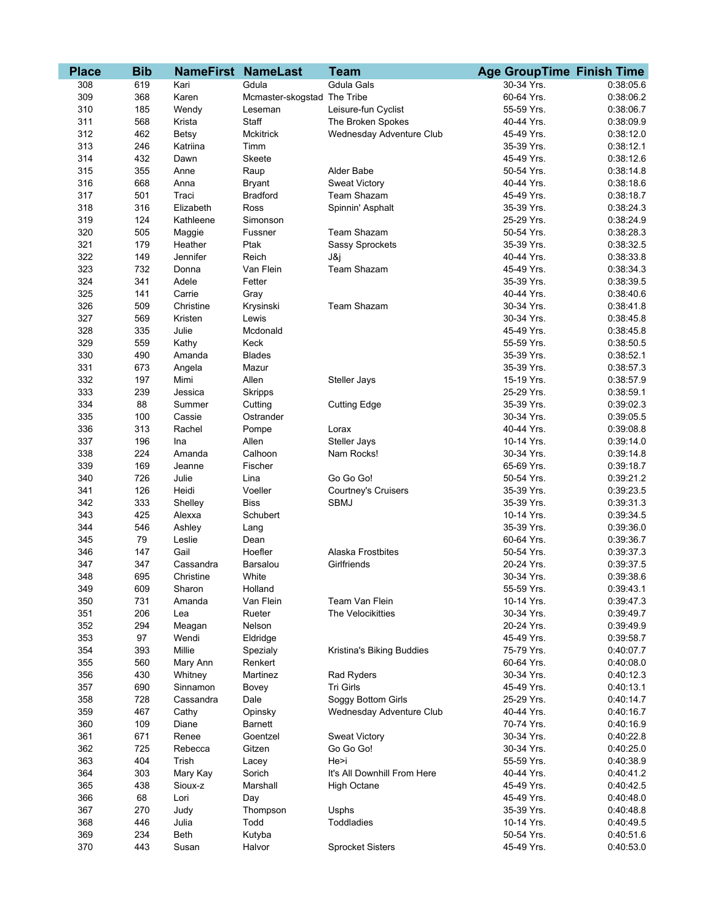| Place | Bib | NameFirst | NameLast | Team | Age GroupTime | Finish Time |
|---|---|---|---|---|---|---|
| 308 | 619 | Kari | Gdula | Gdula Gals | 30-34 Yrs. | 0:38:05.6 |
| 309 | 368 | Karen | Mcmaster-skogstad | The Tribe | 60-64 Yrs. | 0:38:06.2 |
| 310 | 185 | Wendy | Leseman | Leisure-fun Cyclist | 55-59 Yrs. | 0:38:06.7 |
| 311 | 568 | Krista | Staff | The Broken Spokes | 40-44 Yrs. | 0:38:09.9 |
| 312 | 462 | Betsy | Mckitrick | Wednesday Adventure Club | 45-49 Yrs. | 0:38:12.0 |
| 313 | 246 | Katriina | Timm | | 35-39 Yrs. | 0:38:12.1 |
| 314 | 432 | Dawn | Skeete | | 45-49 Yrs. | 0:38:12.6 |
| 315 | 355 | Anne | Raup | Alder Babe | 50-54 Yrs. | 0:38:14.8 |
| 316 | 668 | Anna | Bryant | Sweat Victory | 40-44 Yrs. | 0:38:18.6 |
| 317 | 501 | Traci | Bradford | Team Shazam | 45-49 Yrs. | 0:38:18.7 |
| 318 | 316 | Elizabeth | Ross | Spinnin' Asphalt | 35-39 Yrs. | 0:38:24.3 |
| 319 | 124 | Kathleene | Simonson | | 25-29 Yrs. | 0:38:24.9 |
| 320 | 505 | Maggie | Fussner | Team Shazam | 50-54 Yrs. | 0:38:28.3 |
| 321 | 179 | Heather | Ptak | Sassy Sprockets | 35-39 Yrs. | 0:38:32.5 |
| 322 | 149 | Jennifer | Reich | J&j | 40-44 Yrs. | 0:38:33.8 |
| 323 | 732 | Donna | Van Flein | Team Shazam | 45-49 Yrs. | 0:38:34.3 |
| 324 | 341 | Adele | Fetter | | 35-39 Yrs. | 0:38:39.5 |
| 325 | 141 | Carrie | Gray | | 40-44 Yrs. | 0:38:40.6 |
| 326 | 509 | Christine | Krysinski | Team Shazam | 30-34 Yrs. | 0:38:41.8 |
| 327 | 569 | Kristen | Lewis | | 30-34 Yrs. | 0:38:45.8 |
| 328 | 335 | Julie | Mcdonald | | 45-49 Yrs. | 0:38:45.8 |
| 329 | 559 | Kathy | Keck | | 55-59 Yrs. | 0:38:50.5 |
| 330 | 490 | Amanda | Blades | | 35-39 Yrs. | 0:38:52.1 |
| 331 | 673 | Angela | Mazur | | 35-39 Yrs. | 0:38:57.3 |
| 332 | 197 | Mimi | Allen | Steller Jays | 15-19 Yrs. | 0:38:57.9 |
| 333 | 239 | Jessica | Skripps | | 25-29 Yrs. | 0:38:59.1 |
| 334 | 88 | Summer | Cutting | Cutting Edge | 35-39 Yrs. | 0:39:02.3 |
| 335 | 100 | Cassie | Ostrander | | 30-34 Yrs. | 0:39:05.5 |
| 336 | 313 | Rachel | Pompe | Lorax | 40-44 Yrs. | 0:39:08.8 |
| 337 | 196 | Ina | Allen | Steller Jays | 10-14 Yrs. | 0:39:14.0 |
| 338 | 224 | Amanda | Calhoon | Nam Rocks! | 30-34 Yrs. | 0:39:14.8 |
| 339 | 169 | Jeanne | Fischer | | 65-69 Yrs. | 0:39:18.7 |
| 340 | 726 | Julie | Lina | Go Go Go! | 50-54 Yrs. | 0:39:21.2 |
| 341 | 126 | Heidi | Voeller | Courtney's Cruisers | 35-39 Yrs. | 0:39:23.5 |
| 342 | 333 | Shelley | Biss | SBMJ | 35-39 Yrs. | 0:39:31.3 |
| 343 | 425 | Alexxa | Schubert | | 10-14 Yrs. | 0:39:34.5 |
| 344 | 546 | Ashley | Lang | | 35-39 Yrs. | 0:39:36.0 |
| 345 | 79 | Leslie | Dean | | 60-64 Yrs. | 0:39:36.7 |
| 346 | 147 | Gail | Hoefler | Alaska Frostbites | 50-54 Yrs. | 0:39:37.3 |
| 347 | 347 | Cassandra | Barsalou | Girlfriends | 20-24 Yrs. | 0:39:37.5 |
| 348 | 695 | Christine | White | | 30-34 Yrs. | 0:39:38.6 |
| 349 | 609 | Sharon | Holland | | 55-59 Yrs. | 0:39:43.1 |
| 350 | 731 | Amanda | Van Flein | Team Van Flein | 10-14 Yrs. | 0:39:47.3 |
| 351 | 206 | Lea | Rueter | The Velocikitties | 30-34 Yrs. | 0:39:49.7 |
| 352 | 294 | Meagan | Nelson | | 20-24 Yrs. | 0:39:49.9 |
| 353 | 97 | Wendi | Eldridge | | 45-49 Yrs. | 0:39:58.7 |
| 354 | 393 | Millie | Spezialy | Kristina's Biking Buddies | 75-79 Yrs. | 0:40:07.7 |
| 355 | 560 | Mary Ann | Renkert | | 60-64 Yrs. | 0:40:08.0 |
| 356 | 430 | Whitney | Martinez | Rad Ryders | 30-34 Yrs. | 0:40:12.3 |
| 357 | 690 | Sinnamon | Bovey | Tri Girls | 45-49 Yrs. | 0:40:13.1 |
| 358 | 728 | Cassandra | Dale | Soggy Bottom Girls | 25-29 Yrs. | 0:40:14.7 |
| 359 | 467 | Cathy | Opinsky | Wednesday Adventure Club | 40-44 Yrs. | 0:40:16.7 |
| 360 | 109 | Diane | Barnett | | 70-74 Yrs. | 0:40:16.9 |
| 361 | 671 | Renee | Goentzel | Sweat Victory | 30-34 Yrs. | 0:40:22.8 |
| 362 | 725 | Rebecca | Gitzen | Go Go Go! | 30-34 Yrs. | 0:40:25.0 |
| 363 | 404 | Trish | Lacey | He>i | 55-59 Yrs. | 0:40:38.9 |
| 364 | 303 | Mary Kay | Sorich | It's All Downhill From Here | 40-44 Yrs. | 0:40:41.2 |
| 365 | 438 | Sioux-z | Marshall | High Octane | 45-49 Yrs. | 0:40:42.5 |
| 366 | 68 | Lori | Day | | 45-49 Yrs. | 0:40:48.0 |
| 367 | 270 | Judy | Thompson | Usphs | 35-39 Yrs. | 0:40:48.8 |
| 368 | 446 | Julia | Todd | Toddladies | 10-14 Yrs. | 0:40:49.5 |
| 369 | 234 | Beth | Kutyba | | 50-54 Yrs. | 0:40:51.6 |
| 370 | 443 | Susan | Halvor | Sprocket Sisters | 45-49 Yrs. | 0:40:53.0 |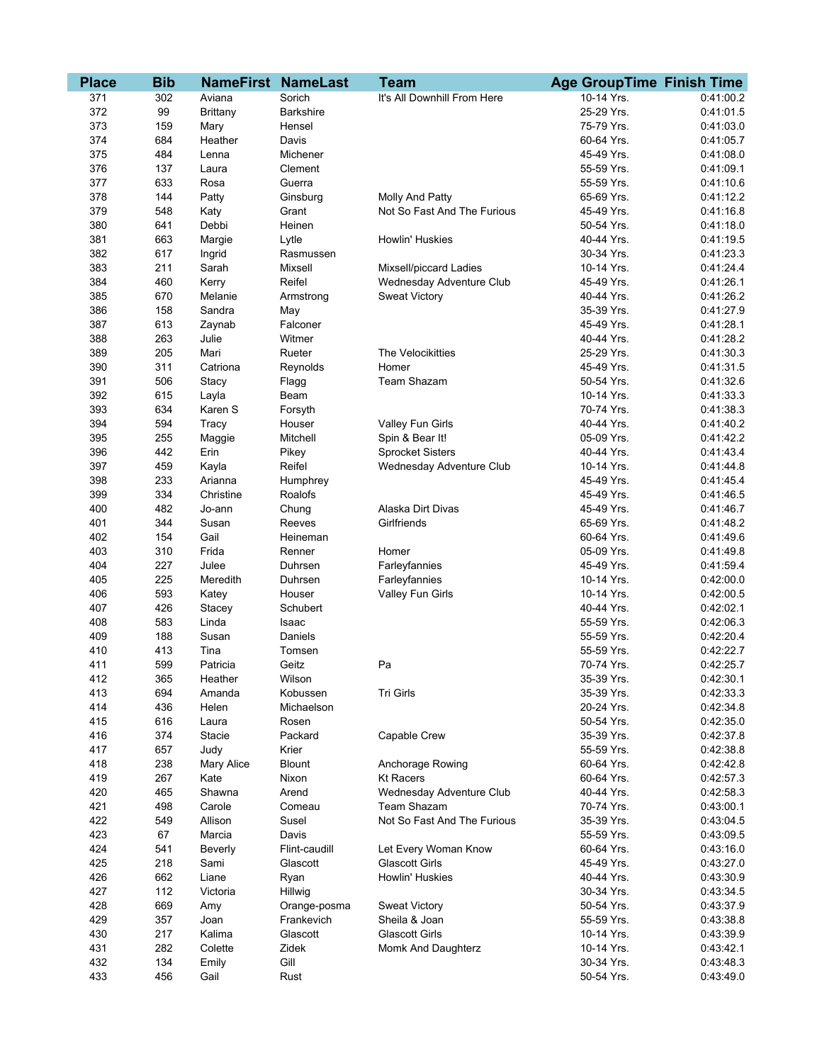| Place | Bib | NameFirst | NameLast | Team | Age Group | Time | Finish Time |
|---|---|---|---|---|---|---|---|
| 371 | 302 | Aviana | Sorich | It's All Downhill From Here | 10-14 Yrs. | | 0:41:00.2 |
| 372 | 99 | Brittany | Barkshire | | 25-29 Yrs. | | 0:41:01.5 |
| 373 | 159 | Mary | Hensel | | 75-79 Yrs. | | 0:41:03.0 |
| 374 | 684 | Heather | Davis | | 60-64 Yrs. | | 0:41:05.7 |
| 375 | 484 | Lenna | Michener | | 45-49 Yrs. | | 0:41:08.0 |
| 376 | 137 | Laura | Clement | | 55-59 Yrs. | | 0:41:09.1 |
| 377 | 633 | Rosa | Guerra | | 55-59 Yrs. | | 0:41:10.6 |
| 378 | 144 | Patty | Ginsburg | Molly And Patty | 65-69 Yrs. | | 0:41:12.2 |
| 379 | 548 | Katy | Grant | Not So Fast And The Furious | 45-49 Yrs. | | 0:41:16.8 |
| 380 | 641 | Debbi | Heinen | | 50-54 Yrs. | | 0:41:18.0 |
| 381 | 663 | Margie | Lytle | Howlin' Huskies | 40-44 Yrs. | | 0:41:19.5 |
| 382 | 617 | Ingrid | Rasmussen | | 30-34 Yrs. | | 0:41:23.3 |
| 383 | 211 | Sarah | Mixsell | Mixsell/piccard Ladies | 10-14 Yrs. | | 0:41:24.4 |
| 384 | 460 | Kerry | Reifel | Wednesday Adventure Club | 45-49 Yrs. | | 0:41:26.1 |
| 385 | 670 | Melanie | Armstrong | Sweat Victory | 40-44 Yrs. | | 0:41:26.2 |
| 386 | 158 | Sandra | May | | 35-39 Yrs. | | 0:41:27.9 |
| 387 | 613 | Zaynab | Falconer | | 45-49 Yrs. | | 0:41:28.1 |
| 388 | 263 | Julie | Witmer | | 40-44 Yrs. | | 0:41:28.2 |
| 389 | 205 | Mari | Rueter | The Velocikitties | 25-29 Yrs. | | 0:41:30.3 |
| 390 | 311 | Catriona | Reynolds | Homer | 45-49 Yrs. | | 0:41:31.5 |
| 391 | 506 | Stacy | Flagg | Team Shazam | 50-54 Yrs. | | 0:41:32.6 |
| 392 | 615 | Layla | Beam | | 10-14 Yrs. | | 0:41:33.3 |
| 393 | 634 | Karen S | Forsyth | | 70-74 Yrs. | | 0:41:38.3 |
| 394 | 594 | Tracy | Houser | Valley Fun Girls | 40-44 Yrs. | | 0:41:40.2 |
| 395 | 255 | Maggie | Mitchell | Spin & Bear It! | 05-09 Yrs. | | 0:41:42.2 |
| 396 | 442 | Erin | Pikey | Sprocket Sisters | 40-44 Yrs. | | 0:41:43.4 |
| 397 | 459 | Kayla | Reifel | Wednesday Adventure Club | 10-14 Yrs. | | 0:41:44.8 |
| 398 | 233 | Arianna | Humphrey | | 45-49 Yrs. | | 0:41:45.4 |
| 399 | 334 | Christine | Roalofs | | 45-49 Yrs. | | 0:41:46.5 |
| 400 | 482 | Jo-ann | Chung | Alaska Dirt Divas | 45-49 Yrs. | | 0:41:46.7 |
| 401 | 344 | Susan | Reeves | Girlfriends | 65-69 Yrs. | | 0:41:48.2 |
| 402 | 154 | Gail | Heineman | | 60-64 Yrs. | | 0:41:49.6 |
| 403 | 310 | Frida | Renner | Homer | 05-09 Yrs. | | 0:41:49.8 |
| 404 | 227 | Julee | Duhrsen | Farleyfannies | 45-49 Yrs. | | 0:41:59.4 |
| 405 | 225 | Meredith | Duhrsen | Farleyfannies | 10-14 Yrs. | | 0:42:00.0 |
| 406 | 593 | Katey | Houser | Valley Fun Girls | 10-14 Yrs. | | 0:42:00.5 |
| 407 | 426 | Stacey | Schubert | | 40-44 Yrs. | | 0:42:02.1 |
| 408 | 583 | Linda | Isaac | | 55-59 Yrs. | | 0:42:06.3 |
| 409 | 188 | Susan | Daniels | | 55-59 Yrs. | | 0:42:20.4 |
| 410 | 413 | Tina | Tomsen | | 55-59 Yrs. | | 0:42:22.7 |
| 411 | 599 | Patricia | Geitz | Pa | 70-74 Yrs. | | 0:42:25.7 |
| 412 | 365 | Heather | Wilson | | 35-39 Yrs. | | 0:42:30.1 |
| 413 | 694 | Amanda | Kobussen | Tri Girls | 35-39 Yrs. | | 0:42:33.3 |
| 414 | 436 | Helen | Michaelson | | 20-24 Yrs. | | 0:42:34.8 |
| 415 | 616 | Laura | Rosen | | 50-54 Yrs. | | 0:42:35.0 |
| 416 | 374 | Stacie | Packard | Capable Crew | 35-39 Yrs. | | 0:42:37.8 |
| 417 | 657 | Judy | Krier | | 55-59 Yrs. | | 0:42:38.8 |
| 418 | 238 | Mary Alice | Blount | Anchorage Rowing | 60-64 Yrs. | | 0:42:42.8 |
| 419 | 267 | Kate | Nixon | Kt Racers | 60-64 Yrs. | | 0:42:57.3 |
| 420 | 465 | Shawna | Arend | Wednesday Adventure Club | 40-44 Yrs. | | 0:42:58.3 |
| 421 | 498 | Carole | Comeau | Team Shazam | 70-74 Yrs. | | 0:43:00.1 |
| 422 | 549 | Allison | Susel | Not So Fast And The Furious | 35-39 Yrs. | | 0:43:04.5 |
| 423 | 67 | Marcia | Davis | | 55-59 Yrs. | | 0:43:09.5 |
| 424 | 541 | Beverly | Flint-caudill | Let Every Woman Know | 60-64 Yrs. | | 0:43:16.0 |
| 425 | 218 | Sami | Glascott | Glascott Girls | 45-49 Yrs. | | 0:43:27.0 |
| 426 | 662 | Liane | Ryan | Howlin' Huskies | 40-44 Yrs. | | 0:43:30.9 |
| 427 | 112 | Victoria | Hillwig | | 30-34 Yrs. | | 0:43:34.5 |
| 428 | 669 | Amy | Orange-posma | Sweat Victory | 50-54 Yrs. | | 0:43:37.9 |
| 429 | 357 | Joan | Frankevich | Sheila & Joan | 55-59 Yrs. | | 0:43:38.8 |
| 430 | 217 | Kalima | Glascott | Glascott Girls | 10-14 Yrs. | | 0:43:39.9 |
| 431 | 282 | Colette | Zidek | Momk And Daughterz | 10-14 Yrs. | | 0:43:42.1 |
| 432 | 134 | Emily | Gill | | 30-34 Yrs. | | 0:43:48.3 |
| 433 | 456 | Gail | Rust | | 50-54 Yrs. | | 0:43:49.0 |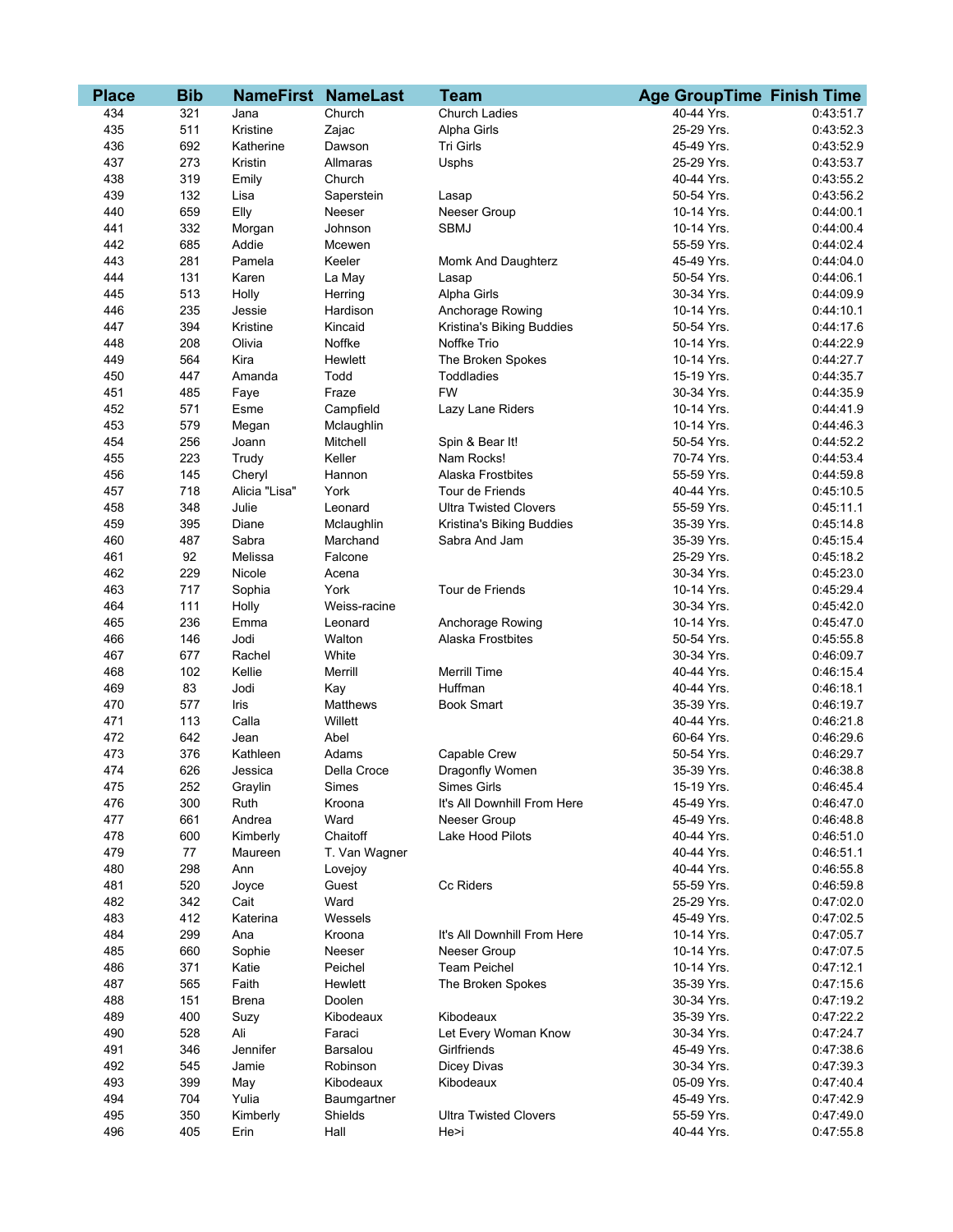| Place | Bib | NameFirst | NameLast | Team | Age GroupTime | Finish Time |
|---|---|---|---|---|---|---|
| 434 | 321 | Jana | Church | Church Ladies | 40-44 Yrs. | 0:43:51.7 |
| 435 | 511 | Kristine | Zajac | Alpha Girls | 25-29 Yrs. | 0:43:52.3 |
| 436 | 692 | Katherine | Dawson | Tri Girls | 45-49 Yrs. | 0:43:52.9 |
| 437 | 273 | Kristin | Allmaras | Usphs | 25-29 Yrs. | 0:43:53.7 |
| 438 | 319 | Emily | Church | | 40-44 Yrs. | 0:43:55.2 |
| 439 | 132 | Lisa | Saperstein | Lasap | 50-54 Yrs. | 0:43:56.2 |
| 440 | 659 | Elly | Neeser | Neeser Group | 10-14 Yrs. | 0:44:00.1 |
| 441 | 332 | Morgan | Johnson | SBMJ | 10-14 Yrs. | 0:44:00.4 |
| 442 | 685 | Addie | Mcewen | | 55-59 Yrs. | 0:44:02.4 |
| 443 | 281 | Pamela | Keeler | Momk And Daughterz | 45-49 Yrs. | 0:44:04.0 |
| 444 | 131 | Karen | La May | Lasap | 50-54 Yrs. | 0:44:06.1 |
| 445 | 513 | Holly | Herring | Alpha Girls | 30-34 Yrs. | 0:44:09.9 |
| 446 | 235 | Jessie | Hardison | Anchorage Rowing | 10-14 Yrs. | 0:44:10.1 |
| 447 | 394 | Kristine | Kincaid | Kristina's Biking Buddies | 50-54 Yrs. | 0:44:17.6 |
| 448 | 208 | Olivia | Noffke | Noffke Trio | 10-14 Yrs. | 0:44:22.9 |
| 449 | 564 | Kira | Hewlett | The Broken Spokes | 10-14 Yrs. | 0:44:27.7 |
| 450 | 447 | Amanda | Todd | Toddladies | 15-19 Yrs. | 0:44:35.7 |
| 451 | 485 | Faye | Fraze | FW | 30-34 Yrs. | 0:44:35.9 |
| 452 | 571 | Esme | Campfield | Lazy Lane Riders | 10-14 Yrs. | 0:44:41.9 |
| 453 | 579 | Megan | Mclaughlin | | 10-14 Yrs. | 0:44:46.3 |
| 454 | 256 | Joann | Mitchell | Spin & Bear It! | 50-54 Yrs. | 0:44:52.2 |
| 455 | 223 | Trudy | Keller | Nam Rocks! | 70-74 Yrs. | 0:44:53.4 |
| 456 | 145 | Cheryl | Hannon | Alaska Frostbites | 55-59 Yrs. | 0:44:59.8 |
| 457 | 718 | Alicia "Lisa" | York | Tour de Friends | 40-44 Yrs. | 0:45:10.5 |
| 458 | 348 | Julie | Leonard | Ultra Twisted Clovers | 55-59 Yrs. | 0:45:11.1 |
| 459 | 395 | Diane | Mclaughlin | Kristina's Biking Buddies | 35-39 Yrs. | 0:45:14.8 |
| 460 | 487 | Sabra | Marchand | Sabra And Jam | 35-39 Yrs. | 0:45:15.4 |
| 461 | 92 | Melissa | Falcone | | 25-29 Yrs. | 0:45:18.2 |
| 462 | 229 | Nicole | Acena | | 30-34 Yrs. | 0:45:23.0 |
| 463 | 717 | Sophia | York | Tour de Friends | 10-14 Yrs. | 0:45:29.4 |
| 464 | 111 | Holly | Weiss-racine | | 30-34 Yrs. | 0:45:42.0 |
| 465 | 236 | Emma | Leonard | Anchorage Rowing | 10-14 Yrs. | 0:45:47.0 |
| 466 | 146 | Jodi | Walton | Alaska Frostbites | 50-54 Yrs. | 0:45:55.8 |
| 467 | 677 | Rachel | White | | 30-34 Yrs. | 0:46:09.7 |
| 468 | 102 | Kellie | Merrill | Merrill Time | 40-44 Yrs. | 0:46:15.4 |
| 469 | 83 | Jodi | Kay | Huffman | 40-44 Yrs. | 0:46:18.1 |
| 470 | 577 | Iris | Matthews | Book Smart | 35-39 Yrs. | 0:46:19.7 |
| 471 | 113 | Calla | Willett | | 40-44 Yrs. | 0:46:21.8 |
| 472 | 642 | Jean | Abel | | 60-64 Yrs. | 0:46:29.6 |
| 473 | 376 | Kathleen | Adams | Capable Crew | 50-54 Yrs. | 0:46:29.7 |
| 474 | 626 | Jessica | Della Croce | Dragonfly Women | 35-39 Yrs. | 0:46:38.8 |
| 475 | 252 | Graylin | Simes | Simes Girls | 15-19 Yrs. | 0:46:45.4 |
| 476 | 300 | Ruth | Kroona | It's All Downhill From Here | 45-49 Yrs. | 0:46:47.0 |
| 477 | 661 | Andrea | Ward | Neeser Group | 45-49 Yrs. | 0:46:48.8 |
| 478 | 600 | Kimberly | Chaitoff | Lake Hood Pilots | 40-44 Yrs. | 0:46:51.0 |
| 479 | 77 | Maureen | T. Van Wagner | | 40-44 Yrs. | 0:46:51.1 |
| 480 | 298 | Ann | Lovejoy | | 40-44 Yrs. | 0:46:55.8 |
| 481 | 520 | Joyce | Guest | Cc Riders | 55-59 Yrs. | 0:46:59.8 |
| 482 | 342 | Cait | Ward | | 25-29 Yrs. | 0:47:02.0 |
| 483 | 412 | Katerina | Wessels | | 45-49 Yrs. | 0:47:02.5 |
| 484 | 299 | Ana | Kroona | It's All Downhill From Here | 10-14 Yrs. | 0:47:05.7 |
| 485 | 660 | Sophie | Neeser | Neeser Group | 10-14 Yrs. | 0:47:07.5 |
| 486 | 371 | Katie | Peichel | Team Peichel | 10-14 Yrs. | 0:47:12.1 |
| 487 | 565 | Faith | Hewlett | The Broken Spokes | 35-39 Yrs. | 0:47:15.6 |
| 488 | 151 | Brena | Doolen | | 30-34 Yrs. | 0:47:19.2 |
| 489 | 400 | Suzy | Kibodeaux | Kibodeaux | 35-39 Yrs. | 0:47:22.2 |
| 490 | 528 | Ali | Faraci | Let Every Woman Know | 30-34 Yrs. | 0:47:24.7 |
| 491 | 346 | Jennifer | Barsalou | Girlfriends | 45-49 Yrs. | 0:47:38.6 |
| 492 | 545 | Jamie | Robinson | Dicey Divas | 30-34 Yrs. | 0:47:39.3 |
| 493 | 399 | May | Kibodeaux | Kibodeaux | 05-09 Yrs. | 0:47:40.4 |
| 494 | 704 | Yulia | Baumgartner | | 45-49 Yrs. | 0:47:42.9 |
| 495 | 350 | Kimberly | Shields | Ultra Twisted Clovers | 55-59 Yrs. | 0:47:49.0 |
| 496 | 405 | Erin | Hall | He>i | 40-44 Yrs. | 0:47:55.8 |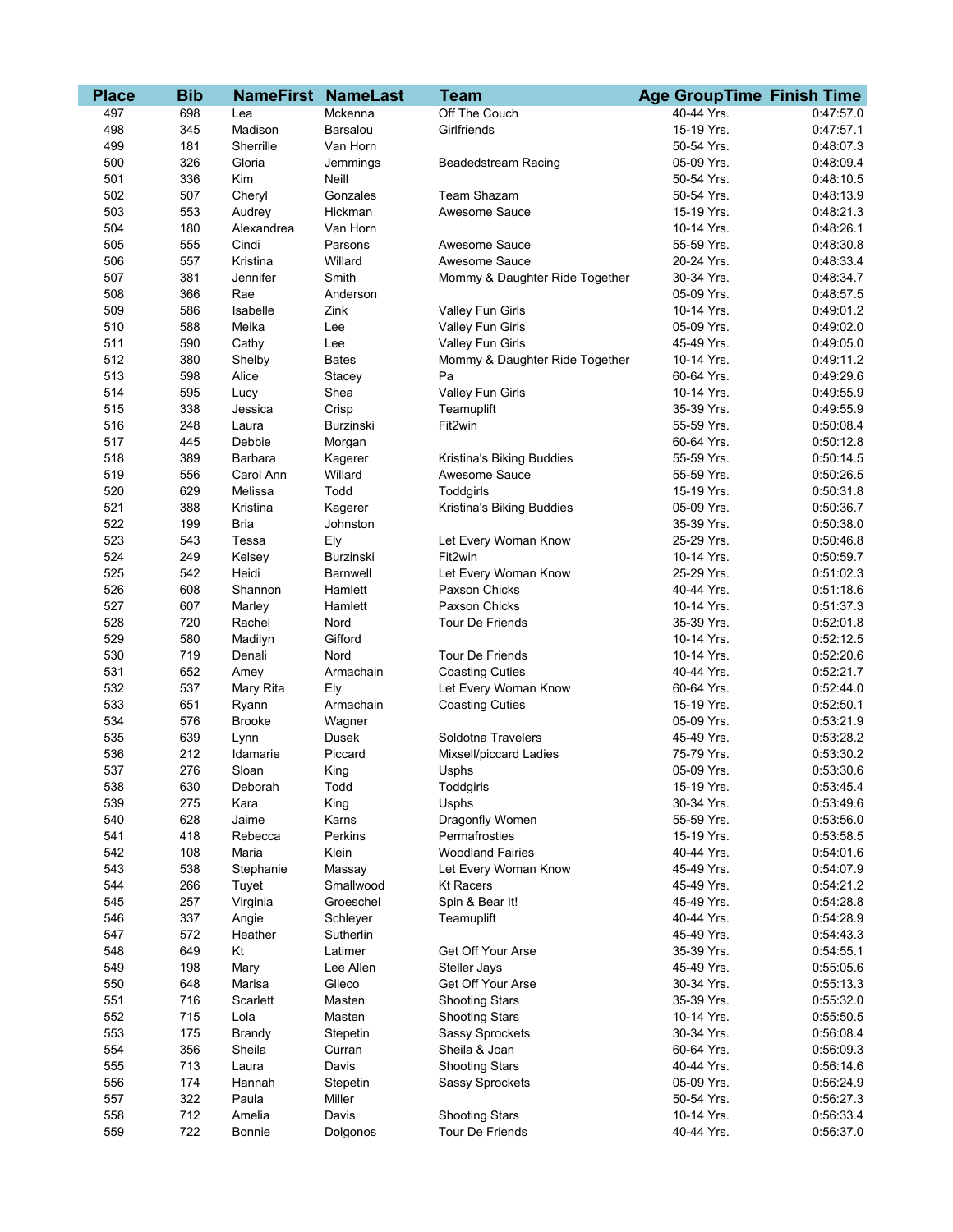| Place | Bib | NameFirst | NameLast | Team | Age Group | Time Finish Time |
|---|---|---|---|---|---|---|
| 497 | 698 | Lea | Mckenna | Off The Couch | 40-44 Yrs. | 0:47:57.0 |
| 498 | 345 | Madison | Barsalou | Girlfriends | 15-19 Yrs. | 0:47:57.1 |
| 499 | 181 | Sherrille | Van Horn | | 50-54 Yrs. | 0:48:07.3 |
| 500 | 326 | Gloria | Jemmings | Beadedstream Racing | 05-09 Yrs. | 0:48:09.4 |
| 501 | 336 | Kim | Neill | | 50-54 Yrs. | 0:48:10.5 |
| 502 | 507 | Cheryl | Gonzales | Team Shazam | 50-54 Yrs. | 0:48:13.9 |
| 503 | 553 | Audrey | Hickman | Awesome Sauce | 15-19 Yrs. | 0:48:21.3 |
| 504 | 180 | Alexandrea | Van Horn | | 10-14 Yrs. | 0:48:26.1 |
| 505 | 555 | Cindi | Parsons | Awesome Sauce | 55-59 Yrs. | 0:48:30.8 |
| 506 | 557 | Kristina | Willard | Awesome Sauce | 20-24 Yrs. | 0:48:33.4 |
| 507 | 381 | Jennifer | Smith | Mommy & Daughter Ride Together | 30-34 Yrs. | 0:48:34.7 |
| 508 | 366 | Rae | Anderson | | 05-09 Yrs. | 0:48:57.5 |
| 509 | 586 | Isabelle | Zink | Valley Fun Girls | 10-14 Yrs. | 0:49:01.2 |
| 510 | 588 | Meika | Lee | Valley Fun Girls | 05-09 Yrs. | 0:49:02.0 |
| 511 | 590 | Cathy | Lee | Valley Fun Girls | 45-49 Yrs. | 0:49:05.0 |
| 512 | 380 | Shelby | Bates | Mommy & Daughter Ride Together | 10-14 Yrs. | 0:49:11.2 |
| 513 | 598 | Alice | Stacey | Pa | 60-64 Yrs. | 0:49:29.6 |
| 514 | 595 | Lucy | Shea | Valley Fun Girls | 10-14 Yrs. | 0:49:55.9 |
| 515 | 338 | Jessica | Crisp | Teamuplift | 35-39 Yrs. | 0:49:55.9 |
| 516 | 248 | Laura | Burzinski | Fit2win | 55-59 Yrs. | 0:50:08.4 |
| 517 | 445 | Debbie | Morgan | | 60-64 Yrs. | 0:50:12.8 |
| 518 | 389 | Barbara | Kagerer | Kristina's Biking Buddies | 55-59 Yrs. | 0:50:14.5 |
| 519 | 556 | Carol Ann | Willard | Awesome Sauce | 55-59 Yrs. | 0:50:26.5 |
| 520 | 629 | Melissa | Todd | Toddgirls | 15-19 Yrs. | 0:50:31.8 |
| 521 | 388 | Kristina | Kagerer | Kristina's Biking Buddies | 05-09 Yrs. | 0:50:36.7 |
| 522 | 199 | Bria | Johnston | | 35-39 Yrs. | 0:50:38.0 |
| 523 | 543 | Tessa | Ely | Let Every Woman Know | 25-29 Yrs. | 0:50:46.8 |
| 524 | 249 | Kelsey | Burzinski | Fit2win | 10-14 Yrs. | 0:50:59.7 |
| 525 | 542 | Heidi | Barnwell | Let Every Woman Know | 25-29 Yrs. | 0:51:02.3 |
| 526 | 608 | Shannon | Hamlett | Paxson Chicks | 40-44 Yrs. | 0:51:18.6 |
| 527 | 607 | Marley | Hamlett | Paxson Chicks | 10-14 Yrs. | 0:51:37.3 |
| 528 | 720 | Rachel | Nord | Tour De Friends | 35-39 Yrs. | 0:52:01.8 |
| 529 | 580 | Madilyn | Gifford | | 10-14 Yrs. | 0:52:12.5 |
| 530 | 719 | Denali | Nord | Tour De Friends | 10-14 Yrs. | 0:52:20.6 |
| 531 | 652 | Amey | Armachain | Coasting Cuties | 40-44 Yrs. | 0:52:21.7 |
| 532 | 537 | Mary Rita | Ely | Let Every Woman Know | 60-64 Yrs. | 0:52:44.0 |
| 533 | 651 | Ryann | Armachain | Coasting Cuties | 15-19 Yrs. | 0:52:50.1 |
| 534 | 576 | Brooke | Wagner | | 05-09 Yrs. | 0:53:21.9 |
| 535 | 639 | Lynn | Dusek | Soldotna Travelers | 45-49 Yrs. | 0:53:28.2 |
| 536 | 212 | Idamarie | Piccard | Mixsell/piccard Ladies | 75-79 Yrs. | 0:53:30.2 |
| 537 | 276 | Sloan | King | Usphs | 05-09 Yrs. | 0:53:30.6 |
| 538 | 630 | Deborah | Todd | Toddgirls | 15-19 Yrs. | 0:53:45.4 |
| 539 | 275 | Kara | King | Usphs | 30-34 Yrs. | 0:53:49.6 |
| 540 | 628 | Jaime | Karns | Dragonfly Women | 55-59 Yrs. | 0:53:56.0 |
| 541 | 418 | Rebecca | Perkins | Permafrosties | 15-19 Yrs. | 0:53:58.5 |
| 542 | 108 | Maria | Klein | Woodland Fairies | 40-44 Yrs. | 0:54:01.6 |
| 543 | 538 | Stephanie | Massay | Let Every Woman Know | 45-49 Yrs. | 0:54:07.9 |
| 544 | 266 | Tuyet | Smallwood | Kt Racers | 45-49 Yrs. | 0:54:21.2 |
| 545 | 257 | Virginia | Groeschel | Spin & Bear It! | 45-49 Yrs. | 0:54:28.8 |
| 546 | 337 | Angie | Schleyer | Teamuplift | 40-44 Yrs. | 0:54:28.9 |
| 547 | 572 | Heather | Sutherlin | | 45-49 Yrs. | 0:54:43.3 |
| 548 | 649 | Kt | Latimer | Get Off Your Arse | 35-39 Yrs. | 0:54:55.1 |
| 549 | 198 | Mary | Lee Allen | Steller Jays | 45-49 Yrs. | 0:55:05.6 |
| 550 | 648 | Marisa | Glieco | Get Off Your Arse | 30-34 Yrs. | 0:55:13.3 |
| 551 | 716 | Scarlett | Masten | Shooting Stars | 35-39 Yrs. | 0:55:32.0 |
| 552 | 715 | Lola | Masten | Shooting Stars | 10-14 Yrs. | 0:55:50.5 |
| 553 | 175 | Brandy | Stepetin | Sassy Sprockets | 30-34 Yrs. | 0:56:08.4 |
| 554 | 356 | Sheila | Curran | Sheila & Joan | 60-64 Yrs. | 0:56:09.3 |
| 555 | 713 | Laura | Davis | Shooting Stars | 40-44 Yrs. | 0:56:14.6 |
| 556 | 174 | Hannah | Stepetin | Sassy Sprockets | 05-09 Yrs. | 0:56:24.9 |
| 557 | 322 | Paula | Miller | | 50-54 Yrs. | 0:56:27.3 |
| 558 | 712 | Amelia | Davis | Shooting Stars | 10-14 Yrs. | 0:56:33.4 |
| 559 | 722 | Bonnie | Dolgonos | Tour De Friends | 40-44 Yrs. | 0:56:37.0 |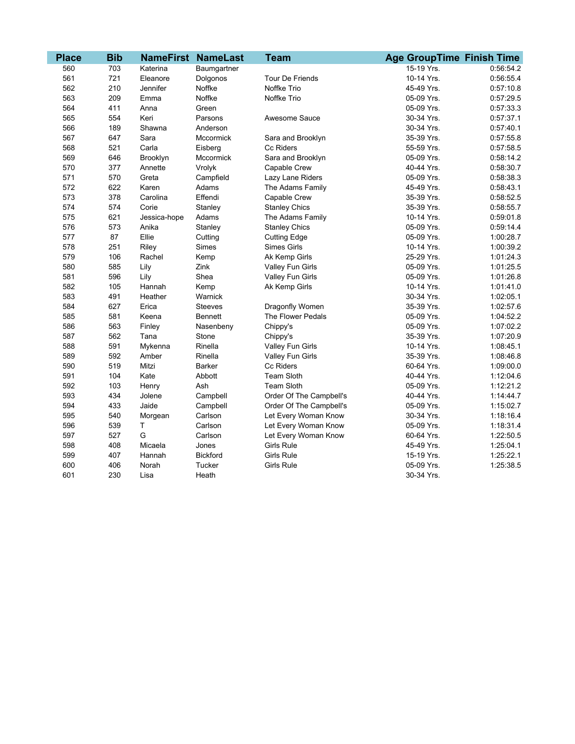| Place | Bib | NameFirst | NameLast | Team | Age GroupTime | Finish Time |
|---|---|---|---|---|---|---|
| 560 | 703 | Katerina | Baumgartner | | 15-19 Yrs. | 0:56:54.2 |
| 561 | 721 | Eleanore | Dolgonos | Tour De Friends | 10-14 Yrs. | 0:56:55.4 |
| 562 | 210 | Jennifer | Noffke | Noffke Trio | 45-49 Yrs. | 0:57:10.8 |
| 563 | 209 | Emma | Noffke | Noffke Trio | 05-09 Yrs. | 0:57:29.5 |
| 564 | 411 | Anna | Green | | 05-09 Yrs. | 0:57:33.3 |
| 565 | 554 | Keri | Parsons | Awesome Sauce | 30-34 Yrs. | 0:57:37.1 |
| 566 | 189 | Shawna | Anderson | | 30-34 Yrs. | 0:57:40.1 |
| 567 | 647 | Sara | Mccormick | Sara and Brooklyn | 35-39 Yrs. | 0:57:55.8 |
| 568 | 521 | Carla | Eisberg | Cc Riders | 55-59 Yrs. | 0:57:58.5 |
| 569 | 646 | Brooklyn | Mccormick | Sara and Brooklyn | 05-09 Yrs. | 0:58:14.2 |
| 570 | 377 | Annette | Vrolyk | Capable Crew | 40-44 Yrs. | 0:58:30.7 |
| 571 | 570 | Greta | Campfield | Lazy Lane Riders | 05-09 Yrs. | 0:58:38.3 |
| 572 | 622 | Karen | Adams | The Adams Family | 45-49 Yrs. | 0:58:43.1 |
| 573 | 378 | Carolina | Effendi | Capable Crew | 35-39 Yrs. | 0:58:52.5 |
| 574 | 574 | Corie | Stanley | Stanley Chics | 35-39 Yrs. | 0:58:55.7 |
| 575 | 621 | Jessica-hope | Adams | The Adams Family | 10-14 Yrs. | 0:59:01.8 |
| 576 | 573 | Anika | Stanley | Stanley Chics | 05-09 Yrs. | 0:59:14.4 |
| 577 | 87 | Ellie | Cutting | Cutting Edge | 05-09 Yrs. | 1:00:28.7 |
| 578 | 251 | Riley | Simes | Simes Girls | 10-14 Yrs. | 1:00:39.2 |
| 579 | 106 | Rachel | Kemp | Ak Kemp Girls | 25-29 Yrs. | 1:01:24.3 |
| 580 | 585 | Lily | Zink | Valley Fun Girls | 05-09 Yrs. | 1:01:25.5 |
| 581 | 596 | Lily | Shea | Valley Fun Girls | 05-09 Yrs. | 1:01:26.8 |
| 582 | 105 | Hannah | Kemp | Ak Kemp Girls | 10-14 Yrs. | 1:01:41.0 |
| 583 | 491 | Heather | Warnick | | 30-34 Yrs. | 1:02:05.1 |
| 584 | 627 | Erica | Steeves | Dragonfly Women | 35-39 Yrs. | 1:02:57.6 |
| 585 | 581 | Keena | Bennett | The Flower Pedals | 05-09 Yrs. | 1:04:52.2 |
| 586 | 563 | Finley | Nasenbeny | Chippy's | 05-09 Yrs. | 1:07:02.2 |
| 587 | 562 | Tana | Stone | Chippy's | 35-39 Yrs. | 1:07:20.9 |
| 588 | 591 | Mykenna | Rinella | Valley Fun Girls | 10-14 Yrs. | 1:08:45.1 |
| 589 | 592 | Amber | Rinella | Valley Fun Girls | 35-39 Yrs. | 1:08:46.8 |
| 590 | 519 | Mitzi | Barker | Cc Riders | 60-64 Yrs. | 1:09:00.0 |
| 591 | 104 | Kate | Abbott | Team Sloth | 40-44 Yrs. | 1:12:04.6 |
| 592 | 103 | Henry | Ash | Team Sloth | 05-09 Yrs. | 1:12:21.2 |
| 593 | 434 | Jolene | Campbell | Order Of The Campbell's | 40-44 Yrs. | 1:14:44.7 |
| 594 | 433 | Jaide | Campbell | Order Of The Campbell's | 05-09 Yrs. | 1:15:02.7 |
| 595 | 540 | Morgean | Carlson | Let Every Woman Know | 30-34 Yrs. | 1:18:16.4 |
| 596 | 539 | T | Carlson | Let Every Woman Know | 05-09 Yrs. | 1:18:31.4 |
| 597 | 527 | G | Carlson | Let Every Woman Know | 60-64 Yrs. | 1:22:50.5 |
| 598 | 408 | Micaela | Jones | Girls Rule | 45-49 Yrs. | 1:25:04.1 |
| 599 | 407 | Hannah | Bickford | Girls Rule | 15-19 Yrs. | 1:25:22.1 |
| 600 | 406 | Norah | Tucker | Girls Rule | 05-09 Yrs. | 1:25:38.5 |
| 601 | 230 | Lisa | Heath | | 30-34 Yrs. | |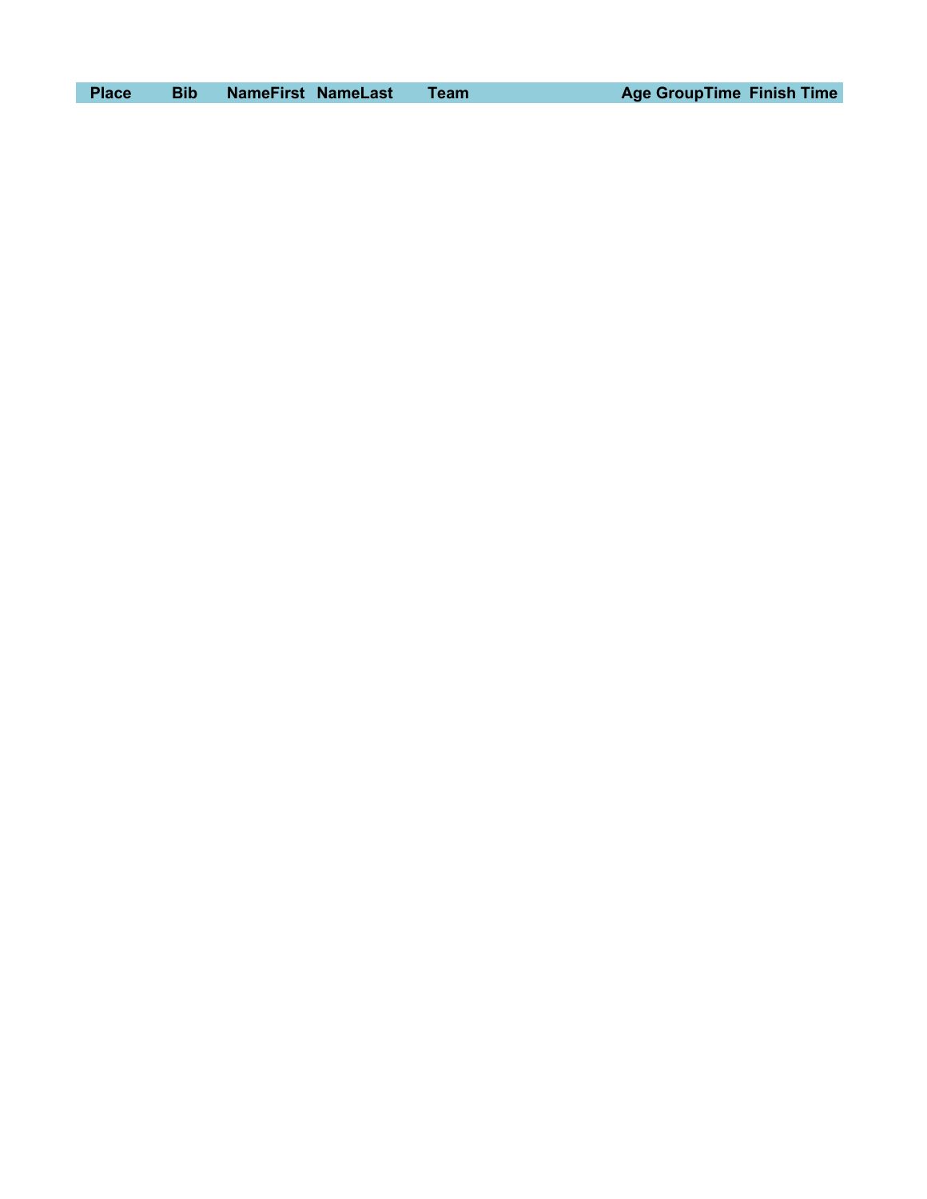| Place | Bib | NameFirst | NameLast | Team | Age GroupTime | Finish Time |
| --- | --- | --- | --- | --- | --- | --- |